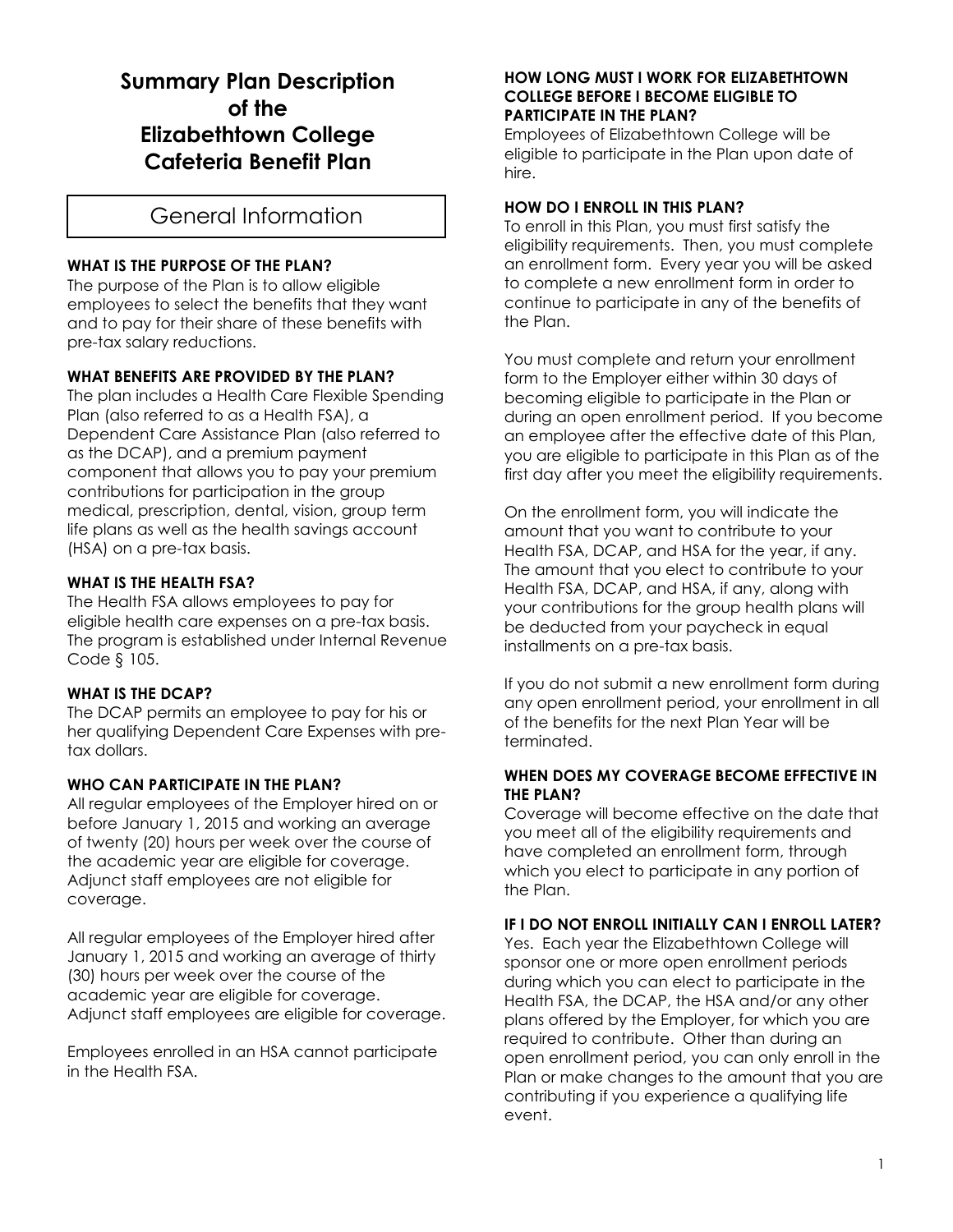# Summary Plan Description of the Elizabethtown College Cafeteria Benefit Plan

## General Information

### WHAT IS THE PURPOSE OF THE PLAN?

The purpose of the Plan is to allow eligible employees to select the benefits that they want and to pay for their share of these benefits with pre-tax salary reductions.

### WHAT BENEFITS ARE PROVIDED BY THE PLAN?

The plan includes a Health Care Flexible Spending Plan (also referred to as a Health FSA), a Dependent Care Assistance Plan (also referred to as the DCAP), and a premium payment component that allows you to pay your premium contributions for participation in the group medical, prescription, dental, vision, group term life plans as well as the health savings account (HSA) on a pre-tax basis.

### WHAT IS THE HEALTH FSA?

The Health FSA allows employees to pay for eligible health care expenses on a pre-tax basis. The program is established under Internal Revenue Code § 105.

### WHAT IS THE DCAP?

The DCAP permits an employee to pay for his or her qualifying Dependent Care Expenses with pre-tax dollars.

### WHO CAN PARTICIPATE IN THE PLAN?

All regular employees of the Employer hired on or before January 1, 2015 and working an average of twenty (20) hours per week over the course of the academic year are eligible for coverage. Adjunct staff employees are not eligible for coverage.

All regular employees of the Employer hired after January 1, 2015 and working an average of thirty (30) hours per week over the course of the academic year are eligible for coverage. Adjunct staff employees are eligible for coverage.

Employees enrolled in an HSA cannot participate in the Health FSA.

### HOW LONG MUST I WORK FOR ELIZABETHTOWN COLLEGE BEFORE I BECOME ELIGIBLE TO PARTICIPATE IN THE PLAN?

Employees of Elizabethtown College will be eligible to participate in the Plan upon date of hire.

### HOW DO I ENROLL IN THIS PLAN?

To enroll in this Plan, you must first satisfy the eligibility requirements. Then, you must complete an enrollment form. Every year you will be asked to complete a new enrollment form in order to continue to participate in any of the benefits of the Plan.

You must complete and return your enrollment form to the Employer either within 30 days of becoming eligible to participate in the Plan or during an open enrollment period. If you become an employee after the effective date of this Plan, you are eligible to participate in this Plan as of the first day after you meet the eligibility requirements.

On the enrollment form, you will indicate the amount that you want to contribute to your Health FSA, DCAP, and HSA for the year, if any. The amount that you elect to contribute to your Health FSA, DCAP, and HSA, if any, along with your contributions for the group health plans will be deducted from your paycheck in equal installments on a pre-tax basis.

If you do not submit a new enrollment form during any open enrollment period, your enrollment in all of the benefits for the next Plan Year will be terminated.

### WHEN DOES MY COVERAGE BECOME EFFECTIVE IN THE PLAN?

Coverage will become effective on the date that you meet all of the eligibility requirements and have completed an enrollment form, through which you elect to participate in any portion of the Plan.

### IF I DO NOT ENROLL INITIALLY CAN I ENROLL LATER?

Yes. Each year the Elizabethtown College will sponsor one or more open enrollment periods during which you can elect to participate in the Health FSA, the DCAP, the HSA and/or any other plans offered by the Employer, for which you are required to contribute. Other than during an open enrollment period, you can only enroll in the Plan or make changes to the amount that you are contributing if you experience a qualifying life event.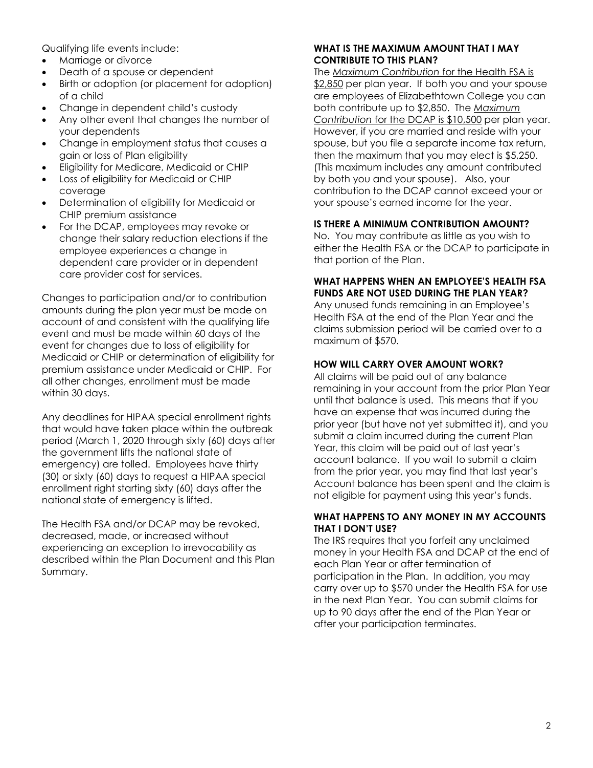Qualifying life events include:

- Marriage or divorce
- Death of a spouse or dependent
- Birth or adoption (or placement for adoption) of a child
- Change in dependent child's custody
- Any other event that changes the number of your dependents
- Change in employment status that causes a gain or loss of Plan eligibility
- Eligibility for Medicare, Medicaid or CHIP
- Loss of eligibility for Medicaid or CHIP coverage
- Determination of eligibility for Medicaid or CHIP premium assistance
- For the DCAP, employees may revoke or change their salary reduction elections if the employee experiences a change in dependent care provider or in dependent care provider cost for services.

Changes to participation and/or to contribution amounts during the plan year must be made on account of and consistent with the qualifying life event and must be made within 60 days of the event for changes due to loss of eligibility for Medicaid or CHIP or determination of eligibility for premium assistance under Medicaid or CHIP. For all other changes, enrollment must be made within 30 days.

Any deadlines for HIPAA special enrollment rights that would have taken place within the outbreak period (March 1, 2020 through sixty (60) days after the government lifts the national state of emergency) are tolled. Employees have thirty (30) or sixty (60) days to request a HIPAA special enrollment right starting sixty (60) days after the national state of emergency is lifted.

The Health FSA and/or DCAP may be revoked, decreased, made, or increased without experiencing an exception to irrevocability as described within the Plan Document and this Plan Summary.

**WHAT IS THE MAXIMUM AMOUNT THAT I MAY CONTRIBUTE TO THIS PLAN?**

The *Maximum Contribution* for the Health FSA is $2,850 per plan year. If both you and your spouse are employees of Elizabethtown College you can both contribute up to $2,850. The *Maximum Contribution* for the DCAP is $10,500 per plan year. However, if you are married and reside with your spouse, but you file a separate income tax return, then the maximum that you may elect is $5,250. (This maximum includes any amount contributed by both you and your spouse). Also, your contribution to the DCAP cannot exceed your or your spouse's earned income for the year.

**IS THERE A MINIMUM CONTRIBUTION AMOUNT?**

No. You may contribute as little as you wish to either the Health FSA or the DCAP to participate in that portion of the Plan.

**WHAT HAPPENS WHEN AN EMPLOYEE'S HEALTH FSA FUNDS ARE NOT USED DURING THE PLAN YEAR?**

Any unused funds remaining in an Employee's Health FSA at the end of the Plan Year and the claims submission period will be carried over to a maximum of $570.

**HOW WILL CARRY OVER AMOUNT WORK?**

All claims will be paid out of any balance remaining in your account from the prior Plan Year until that balance is used. This means that if you have an expense that was incurred during the prior year (but have not yet submitted it), and you submit a claim incurred during the current Plan Year, this claim will be paid out of last year's account balance. If you wait to submit a claim from the prior year, you may find that last year's Account balance has been spent and the claim is not eligible for payment using this year's funds.

**WHAT HAPPENS TO ANY MONEY IN MY ACCOUNTS THAT I DON'T USE?**

The IRS requires that you forfeit any unclaimed money in your Health FSA and DCAP at the end of each Plan Year or after termination of participation in the Plan. In addition, you may carry over up to $570 under the Health FSA for use in the next Plan Year. You can submit claims for up to 90 days after the end of the Plan Year or after your participation terminates.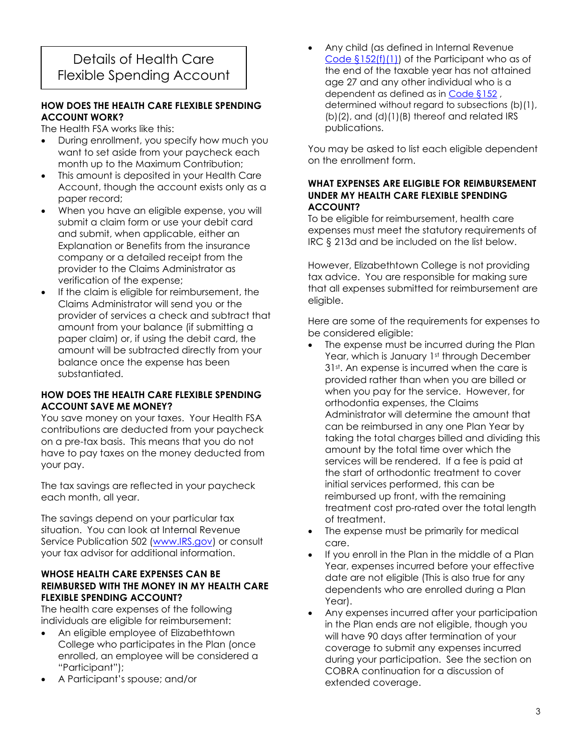# Details of Health Care Flexible Spending Account

**HOW DOES THE HEALTH CARE FLEXIBLE SPENDING ACCOUNT WORK?**

The Health FSA works like this:

- During enrollment, you specify how much you want to set aside from your paycheck each month up to the Maximum Contribution;
- This amount is deposited in your Health Care Account, though the account exists only as a paper record;
- When you have an eligible expense, you will submit a claim form or use your debit card and submit, when applicable, either an Explanation or Benefits from the insurance company or a detailed receipt from the provider to the Claims Administrator as verification of the expense;
- If the claim is eligible for reimbursement, the Claims Administrator will send you or the provider of services a check and subtract that amount from your balance (if submitting a paper claim) or, if using the debit card, the amount will be subtracted directly from your balance once the expense has been substantiated.

**HOW DOES THE HEALTH CARE FLEXIBLE SPENDING ACCOUNT SAVE ME MONEY?**

You save money on your taxes. Your Health FSA contributions are deducted from your paycheck on a pre-tax basis. This means that you do not have to pay taxes on the money deducted from your pay.

The tax savings are reflected in your paycheck each month, all year.

The savings depend on your particular tax situation. You can look at Internal Revenue Service Publication 502 (www.IRS.gov) or consult your tax advisor for additional information.

**WHOSE HEALTH CARE EXPENSES CAN BE REIMBURSED WITH THE MONEY IN MY HEALTH CARE FLEXIBLE SPENDING ACCOUNT?**

The health care expenses of the following individuals are eligible for reimbursement:

- An eligible employee of Elizabethtown College who participates in the Plan (once enrolled, an employee will be considered a "Participant");
- A Participant's spouse; and/or
- Any child (as defined in Internal Revenue Code §152(f)(1)) of the Participant who as of the end of the taxable year has not attained age 27 and any other individual who is a dependent as defined as in Code §152 , determined without regard to subsections (b)(1), (b)(2), and (d)(1)(B) thereof and related IRS publications.

You may be asked to list each eligible dependent on the enrollment form.

**WHAT EXPENSES ARE ELIGIBLE FOR REIMBURSEMENT UNDER MY HEALTH CARE FLEXIBLE SPENDING ACCOUNT?**

To be eligible for reimbursement, health care expenses must meet the statutory requirements of IRC § 213d and be included on the list below.

However, Elizabethtown College is not providing tax advice. You are responsible for making sure that all expenses submitted for reimbursement are eligible.

Here are some of the requirements for expenses to be considered eligible:

- The expense must be incurred during the Plan Year, which is January 1st through December 31st. An expense is incurred when the care is provided rather than when you are billed or when you pay for the service. However, for orthodontia expenses, the Claims Administrator will determine the amount that can be reimbursed in any one Plan Year by taking the total charges billed and dividing this amount by the total time over which the services will be rendered. If a fee is paid at the start of orthodontic treatment to cover initial services performed, this can be reimbursed up front, with the remaining treatment cost pro-rated over the total length of treatment.
- The expense must be primarily for medical care.
- If you enroll in the Plan in the middle of a Plan Year, expenses incurred before your effective date are not eligible (This is also true for any dependents who are enrolled during a Plan Year).
- Any expenses incurred after your participation in the Plan ends are not eligible, though you will have 90 days after termination of your coverage to submit any expenses incurred during your participation. See the section on COBRA continuation for a discussion of extended coverage.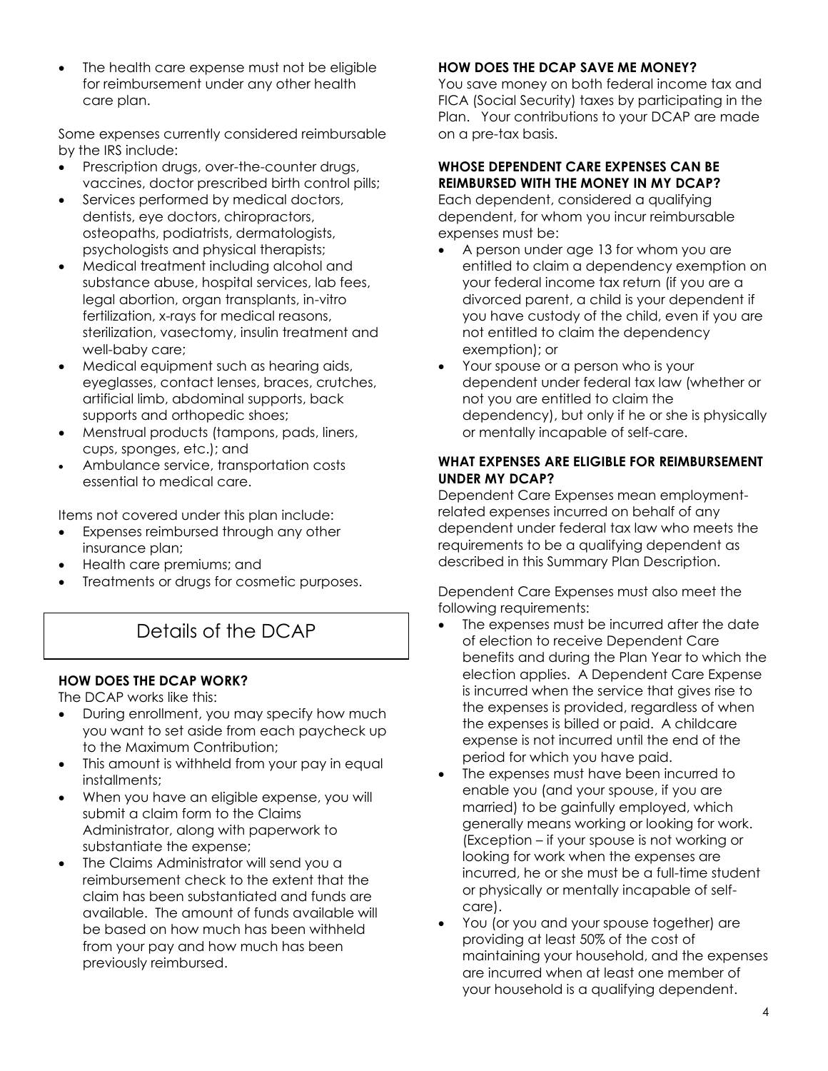- The health care expense must not be eligible for reimbursement under any other health care plan.

Some expenses currently considered reimbursable by the IRS include:

- Prescription drugs, over-the-counter drugs, vaccines, doctor prescribed birth control pills;
- Services performed by medical doctors, dentists, eye doctors, chiropractors, osteopaths, podiatrists, dermatologists, psychologists and physical therapists;
- Medical treatment including alcohol and substance abuse, hospital services, lab fees, legal abortion, organ transplants, in-vitro fertilization, x-rays for medical reasons, sterilization, vasectomy, insulin treatment and well-baby care;
- Medical equipment such as hearing aids, eyeglasses, contact lenses, braces, crutches, artificial limb, abdominal supports, back supports and orthopedic shoes;
- Menstrual products (tampons, pads, liners, cups, sponges, etc.); and
- Ambulance service, transportation costs essential to medical care.

Items not covered under this plan include:

- Expenses reimbursed through any other insurance plan;
- Health care premiums; and
- Treatments or drugs for cosmetic purposes.

## Details of the DCAP

**HOW DOES THE DCAP WORK?**

The DCAP works like this:

- During enrollment, you may specify how much you want to set aside from each paycheck up to the Maximum Contribution;
- This amount is withheld from your pay in equal installments;
- When you have an eligible expense, you will submit a claim form to the Claims Administrator, along with paperwork to substantiate the expense;
- The Claims Administrator will send you a reimbursement check to the extent that the claim has been substantiated and funds are available. The amount of funds available will be based on how much has been withheld from your pay and how much has been previously reimbursed.

**HOW DOES THE DCAP SAVE ME MONEY?**

You save money on both federal income tax and FICA (Social Security) taxes by participating in the Plan. Your contributions to your DCAP are made on a pre-tax basis.

**WHOSE DEPENDENT CARE EXPENSES CAN BE REIMBURSED WITH THE MONEY IN MY DCAP?**

Each dependent, considered a qualifying dependent, for whom you incur reimbursable expenses must be:

- A person under age 13 for whom you are entitled to claim a dependency exemption on your federal income tax return (if you are a divorced parent, a child is your dependent if you have custody of the child, even if you are not entitled to claim the dependency exemption); or
- Your spouse or a person who is your dependent under federal tax law (whether or not you are entitled to claim the dependency), but only if he or she is physically or mentally incapable of self-care.

**WHAT EXPENSES ARE ELIGIBLE FOR REIMBURSEMENT UNDER MY DCAP?**

Dependent Care Expenses mean employment-related expenses incurred on behalf of any dependent under federal tax law who meets the requirements to be a qualifying dependent as described in this Summary Plan Description.

Dependent Care Expenses must also meet the following requirements:

- The expenses must be incurred after the date of election to receive Dependent Care benefits and during the Plan Year to which the election applies. A Dependent Care Expense is incurred when the service that gives rise to the expenses is provided, regardless of when the expenses is billed or paid. A childcare expense is not incurred until the end of the period for which you have paid.
- The expenses must have been incurred to enable you (and your spouse, if you are married) to be gainfully employed, which generally means working or looking for work. (Exception – if your spouse is not working or looking for work when the expenses are incurred, he or she must be a full-time student or physically or mentally incapable of self-care).
- You (or you and your spouse together) are providing at least 50% of the cost of maintaining your household, and the expenses are incurred when at least one member of your household is a qualifying dependent.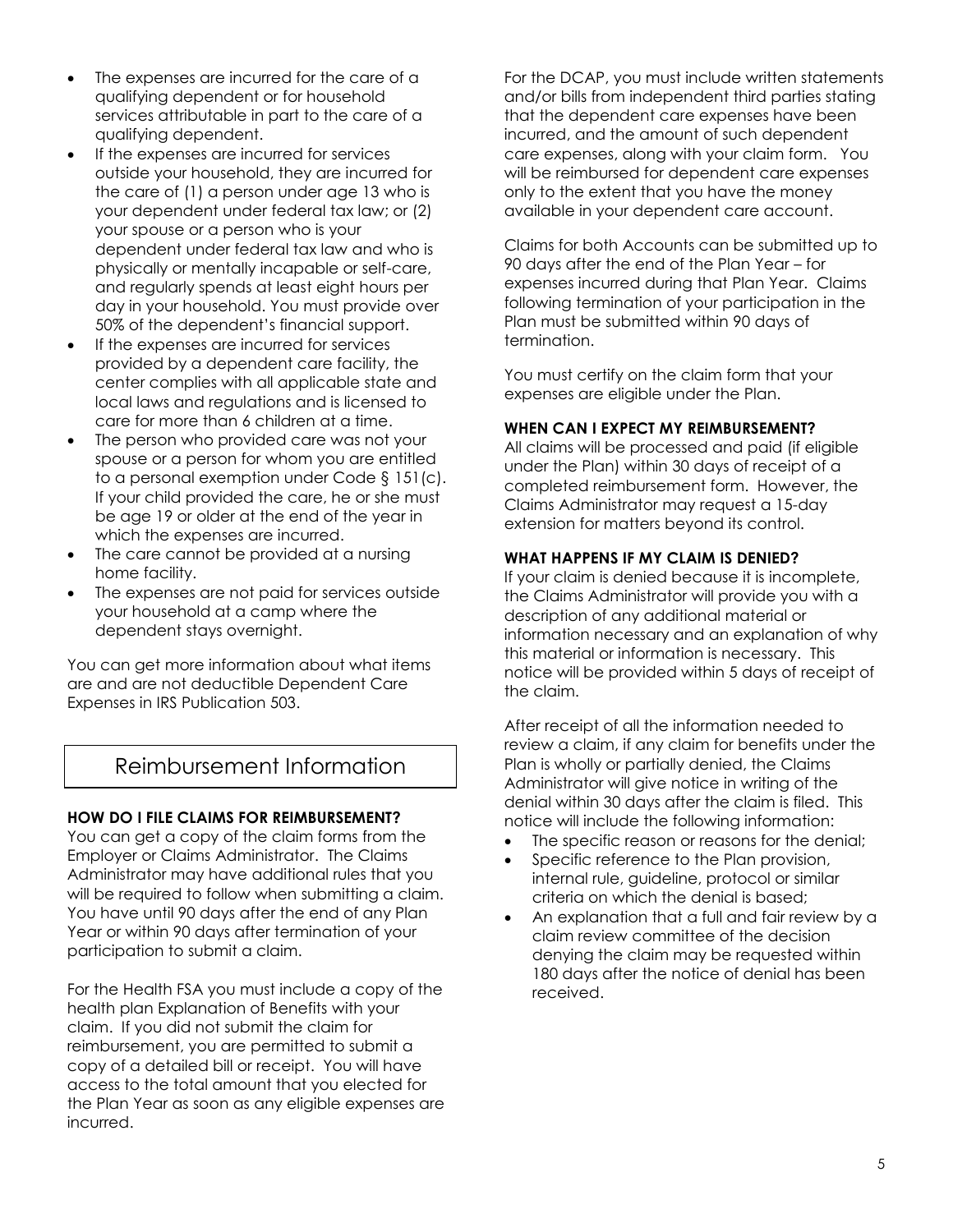- The expenses are incurred for the care of a qualifying dependent or for household services attributable in part to the care of a qualifying dependent.
- If the expenses are incurred for services outside your household, they are incurred for the care of (1) a person under age 13 who is your dependent under federal tax law; or (2) your spouse or a person who is your dependent under federal tax law and who is physically or mentally incapable or self-care, and regularly spends at least eight hours per day in your household. You must provide over 50% of the dependent's financial support.
- If the expenses are incurred for services provided by a dependent care facility, the center complies with all applicable state and local laws and regulations and is licensed to care for more than 6 children at a time.
- The person who provided care was not your spouse or a person for whom you are entitled to a personal exemption under Code § 151(c). If your child provided the care, he or she must be age 19 or older at the end of the year in which the expenses are incurred.
- The care cannot be provided at a nursing home facility.
- The expenses are not paid for services outside your household at a camp where the dependent stays overnight.

You can get more information about what items are and are not deductible Dependent Care Expenses in IRS Publication 503.

## Reimbursement Information

**HOW DO I FILE CLAIMS FOR REIMBURSEMENT?**

You can get a copy of the claim forms from the Employer or Claims Administrator. The Claims Administrator may have additional rules that you will be required to follow when submitting a claim. You have until 90 days after the end of any Plan Year or within 90 days after termination of your participation to submit a claim.

For the Health FSA you must include a copy of the health plan Explanation of Benefits with your claim. If you did not submit the claim for reimbursement, you are permitted to submit a copy of a detailed bill or receipt. You will have access to the total amount that you elected for the Plan Year as soon as any eligible expenses are incurred.

For the DCAP, you must include written statements and/or bills from independent third parties stating that the dependent care expenses have been incurred, and the amount of such dependent care expenses, along with your claim form. You will be reimbursed for dependent care expenses only to the extent that you have the money available in your dependent care account.

Claims for both Accounts can be submitted up to 90 days after the end of the Plan Year – for expenses incurred during that Plan Year. Claims following termination of your participation in the Plan must be submitted within 90 days of termination.

You must certify on the claim form that your expenses are eligible under the Plan.

**WHEN CAN I EXPECT MY REIMBURSEMENT?**

All claims will be processed and paid (if eligible under the Plan) within 30 days of receipt of a completed reimbursement form. However, the Claims Administrator may request a 15-day extension for matters beyond its control.

**WHAT HAPPENS IF MY CLAIM IS DENIED?**

If your claim is denied because it is incomplete, the Claims Administrator will provide you with a description of any additional material or information necessary and an explanation of why this material or information is necessary. This notice will be provided within 5 days of receipt of the claim.

After receipt of all the information needed to review a claim, if any claim for benefits under the Plan is wholly or partially denied, the Claims Administrator will give notice in writing of the denial within 30 days after the claim is filed. This notice will include the following information:

- The specific reason or reasons for the denial;
- Specific reference to the Plan provision, internal rule, guideline, protocol or similar criteria on which the denial is based;
- An explanation that a full and fair review by a claim review committee of the decision denying the claim may be requested within 180 days after the notice of denial has been received.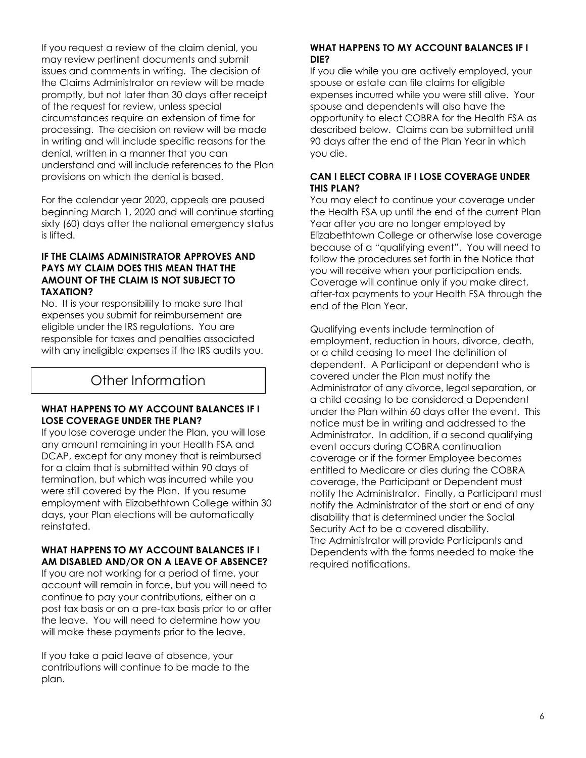If you request a review of the claim denial, you may review pertinent documents and submit issues and comments in writing. The decision of the Claims Administrator on review will be made promptly, but not later than 30 days after receipt of the request for review, unless special circumstances require an extension of time for processing. The decision on review will be made in writing and will include specific reasons for the denial, written in a manner that you can understand and will include references to the Plan provisions on which the denial is based.

For the calendar year 2020, appeals are paused beginning March 1, 2020 and will continue starting sixty (60) days after the national emergency status is lifted.

#### IF THE CLAIMS ADMINISTRATOR APPROVES AND PAYS MY CLAIM DOES THIS MEAN THAT THE AMOUNT OF THE CLAIM IS NOT SUBJECT TO TAXATION?

No. It is your responsibility to make sure that expenses you submit for reimbursement are eligible under the IRS regulations. You are responsible for taxes and penalties associated with any ineligible expenses if the IRS audits you.

## Other Information

#### WHAT HAPPENS TO MY ACCOUNT BALANCES IF I LOSE COVERAGE UNDER THE PLAN?

If you lose coverage under the Plan, you will lose any amount remaining in your Health FSA and DCAP, except for any money that is reimbursed for a claim that is submitted within 90 days of termination, but which was incurred while you were still covered by the Plan. If you resume employment with Elizabethtown College within 30 days, your Plan elections will be automatically reinstated.

#### WHAT HAPPENS TO MY ACCOUNT BALANCES IF I AM DISABLED AND/OR ON A LEAVE OF ABSENCE?

If you are not working for a period of time, your account will remain in force, but you will need to continue to pay your contributions, either on a post tax basis or on a pre-tax basis prior to or after the leave. You will need to determine how you will make these payments prior to the leave.

If you take a paid leave of absence, your contributions will continue to be made to the plan.

#### WHAT HAPPENS TO MY ACCOUNT BALANCES IF I DIE?

If you die while you are actively employed, your spouse or estate can file claims for eligible expenses incurred while you were still alive. Your spouse and dependents will also have the opportunity to elect COBRA for the Health FSA as described below. Claims can be submitted until 90 days after the end of the Plan Year in which you die.

#### CAN I ELECT COBRA IF I LOSE COVERAGE UNDER THIS PLAN?

You may elect to continue your coverage under the Health FSA up until the end of the current Plan Year after you are no longer employed by Elizabethtown College or otherwise lose coverage because of a "qualifying event". You will need to follow the procedures set forth in the Notice that you will receive when your participation ends. Coverage will continue only if you make direct, after-tax payments to your Health FSA through the end of the Plan Year.

Qualifying events include termination of employment, reduction in hours, divorce, death, or a child ceasing to meet the definition of dependent. A Participant or dependent who is covered under the Plan must notify the Administrator of any divorce, legal separation, or a child ceasing to be considered a Dependent under the Plan within 60 days after the event. This notice must be in writing and addressed to the Administrator. In addition, if a second qualifying event occurs during COBRA continuation coverage or if the former Employee becomes entitled to Medicare or dies during the COBRA coverage, the Participant or Dependent must notify the Administrator. Finally, a Participant must notify the Administrator of the start or end of any disability that is determined under the Social Security Act to be a covered disability. The Administrator will provide Participants and Dependents with the forms needed to make the required notifications.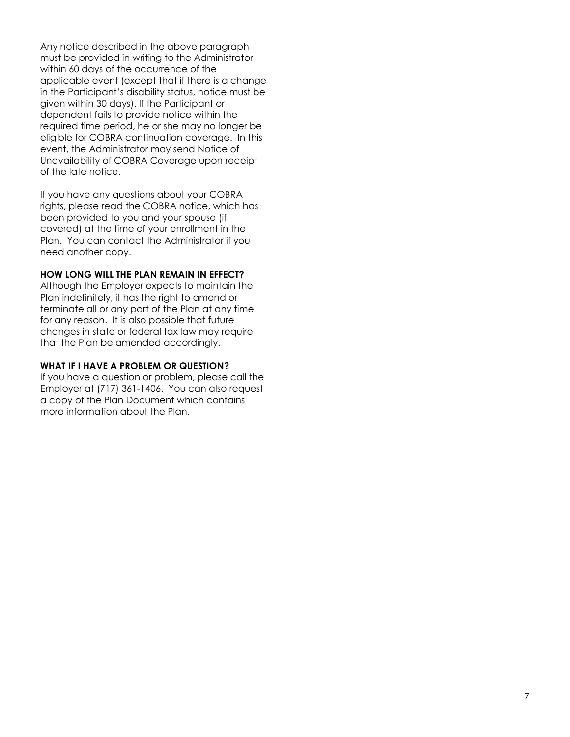Any notice described in the above paragraph must be provided in writing to the Administrator within 60 days of the occurrence of the applicable event (except that if there is a change in the Participant's disability status, notice must be given within 30 days). If the Participant or dependent fails to provide notice within the required time period, he or she may no longer be eligible for COBRA continuation coverage. In this event, the Administrator may send Notice of Unavailability of COBRA Coverage upon receipt of the late notice.

If you have any questions about your COBRA rights, please read the COBRA notice, which has been provided to you and your spouse (if covered) at the time of your enrollment in the Plan. You can contact the Administrator if you need another copy.

**HOW LONG WILL THE PLAN REMAIN IN EFFECT?**

Although the Employer expects to maintain the Plan indefinitely, it has the right to amend or terminate all or any part of the Plan at any time for any reason. It is also possible that future changes in state or federal tax law may require that the Plan be amended accordingly.

**WHAT IF I HAVE A PROBLEM OR QUESTION?**

If you have a question or problem, please call the Employer at (717) 361-1406. You can also request a copy of the Plan Document which contains more information about the Plan.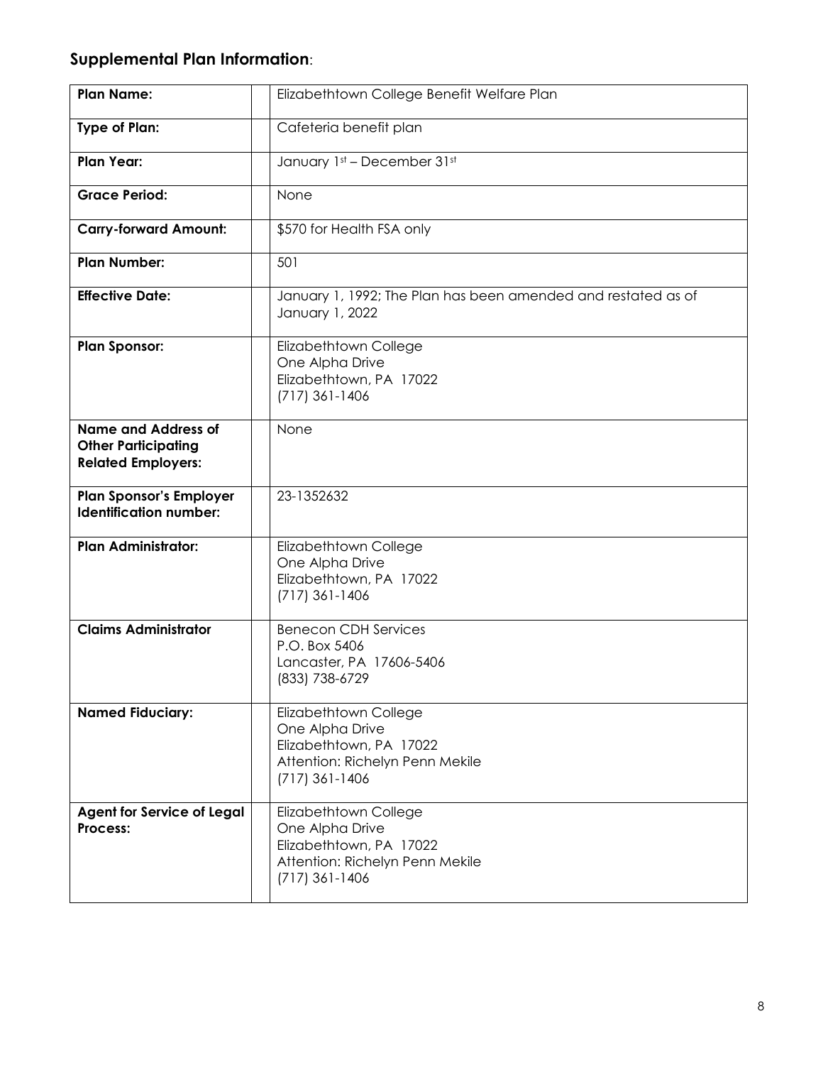## **Supplemental Plan Information**:

| | | |
|---|---|---|
| **Plan Name:** | | Elizabethtown College Benefit Welfare Plan |
| **Type of Plan:** | | Cafeteria benefit plan |
| **Plan Year:** | | January 1st – December 31st |
| **Grace Period:** | | None |
| **Carry-forward Amount:** | | $570 for Health FSA only |
| **Plan Number:** | | 501 |
| **Effective Date:** | | January 1, 1992; The Plan has been amended and restated as of January 1, 2022 |
| **Plan Sponsor:** | | Elizabethtown College<br>One Alpha Drive<br>Elizabethtown, PA 17022<br>(717) 361-1406 |
| **Name and Address of Other Participating Related Employers:** | | None |
| **Plan Sponsor's Employer Identification number:** | | 23-1352632 |
| **Plan Administrator:** | | Elizabethtown College<br>One Alpha Drive<br>Elizabethtown, PA 17022<br>(717) 361-1406 |
| **Claims Administrator** | | Benecon CDH Services<br>P.O. Box 5406<br>Lancaster, PA 17606-5406<br>(833) 738-6729 |
| **Named Fiduciary:** | | Elizabethtown College<br>One Alpha Drive<br>Elizabethtown, PA 17022<br>Attention: Richelyn Penn Mekile<br>(717) 361-1406 |
| **Agent for Service of Legal Process:** | | Elizabethtown College<br>One Alpha Drive<br>Elizabethtown, PA 17022<br>Attention: Richelyn Penn Mekile<br>(717) 361-1406 |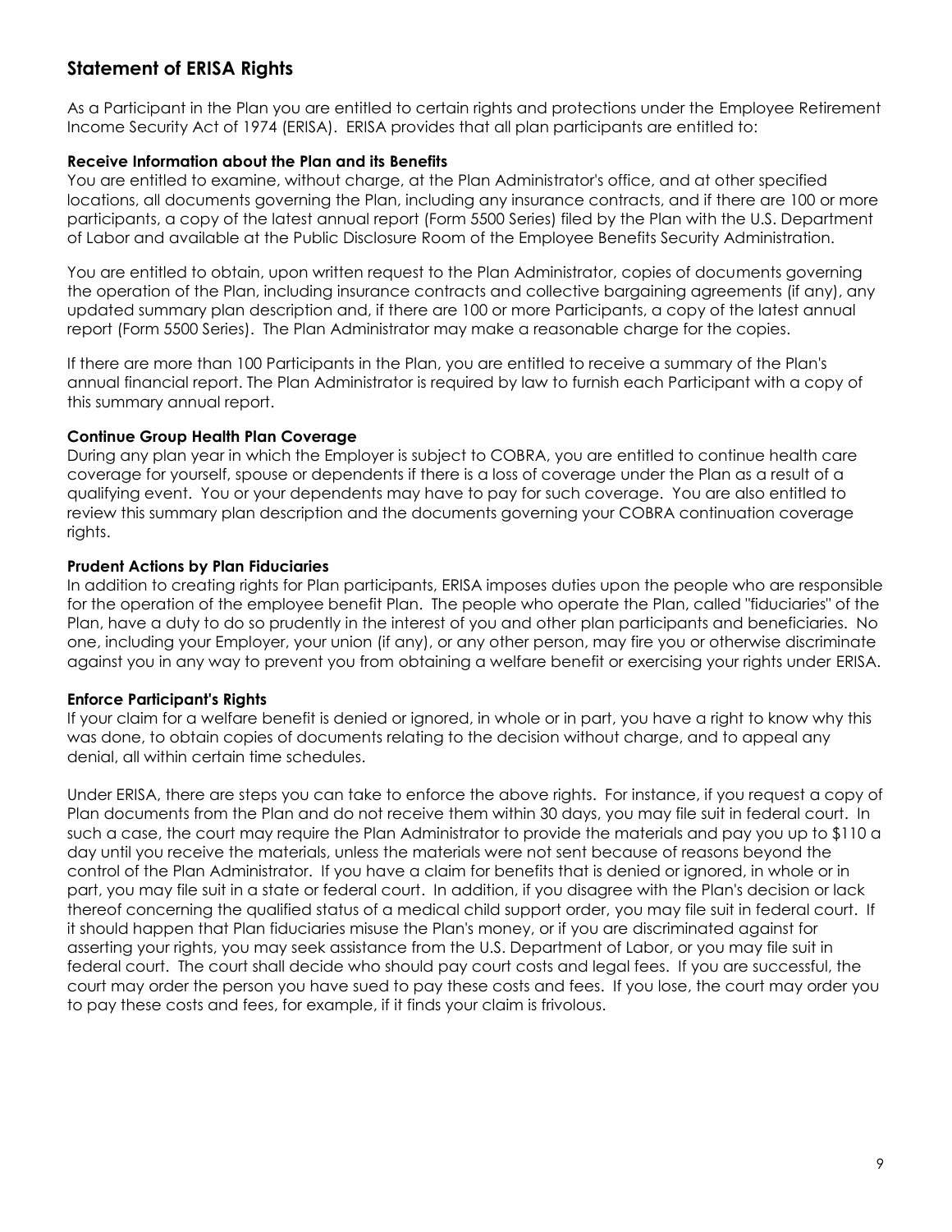## Statement of ERISA Rights

As a Participant in the Plan you are entitled to certain rights and protections under the Employee Retirement Income Security Act of 1974 (ERISA). ERISA provides that all plan participants are entitled to:

**Receive Information about the Plan and its Benefits**
You are entitled to examine, without charge, at the Plan Administrator's office, and at other specified locations, all documents governing the Plan, including any insurance contracts, and if there are 100 or more participants, a copy of the latest annual report (Form 5500 Series) filed by the Plan with the U.S. Department of Labor and available at the Public Disclosure Room of the Employee Benefits Security Administration.

You are entitled to obtain, upon written request to the Plan Administrator, copies of documents governing the operation of the Plan, including insurance contracts and collective bargaining agreements (if any), any updated summary plan description and, if there are 100 or more Participants, a copy of the latest annual report (Form 5500 Series). The Plan Administrator may make a reasonable charge for the copies.

If there are more than 100 Participants in the Plan, you are entitled to receive a summary of the Plan's annual financial report. The Plan Administrator is required by law to furnish each Participant with a copy of this summary annual report.

**Continue Group Health Plan Coverage**
During any plan year in which the Employer is subject to COBRA, you are entitled to continue health care coverage for yourself, spouse or dependents if there is a loss of coverage under the Plan as a result of a qualifying event. You or your dependents may have to pay for such coverage. You are also entitled to review this summary plan description and the documents governing your COBRA continuation coverage rights.

**Prudent Actions by Plan Fiduciaries**
In addition to creating rights for Plan participants, ERISA imposes duties upon the people who are responsible for the operation of the employee benefit Plan. The people who operate the Plan, called "fiduciaries" of the Plan, have a duty to do so prudently in the interest of you and other plan participants and beneficiaries. No one, including your Employer, your union (if any), or any other person, may fire you or otherwise discriminate against you in any way to prevent you from obtaining a welfare benefit or exercising your rights under ERISA.

**Enforce Participant's Rights**
If your claim for a welfare benefit is denied or ignored, in whole or in part, you have a right to know why this was done, to obtain copies of documents relating to the decision without charge, and to appeal any denial, all within certain time schedules.

Under ERISA, there are steps you can take to enforce the above rights. For instance, if you request a copy of Plan documents from the Plan and do not receive them within 30 days, you may file suit in federal court. In such a case, the court may require the Plan Administrator to provide the materials and pay you up to $110 a day until you receive the materials, unless the materials were not sent because of reasons beyond the control of the Plan Administrator. If you have a claim for benefits that is denied or ignored, in whole or in part, you may file suit in a state or federal court. In addition, if you disagree with the Plan's decision or lack thereof concerning the qualified status of a medical child support order, you may file suit in federal court. If it should happen that Plan fiduciaries misuse the Plan's money, or if you are discriminated against for asserting your rights, you may seek assistance from the U.S. Department of Labor, or you may file suit in federal court. The court shall decide who should pay court costs and legal fees. If you are successful, the court may order the person you have sued to pay these costs and fees. If you lose, the court may order you to pay these costs and fees, for example, if it finds your claim is frivolous.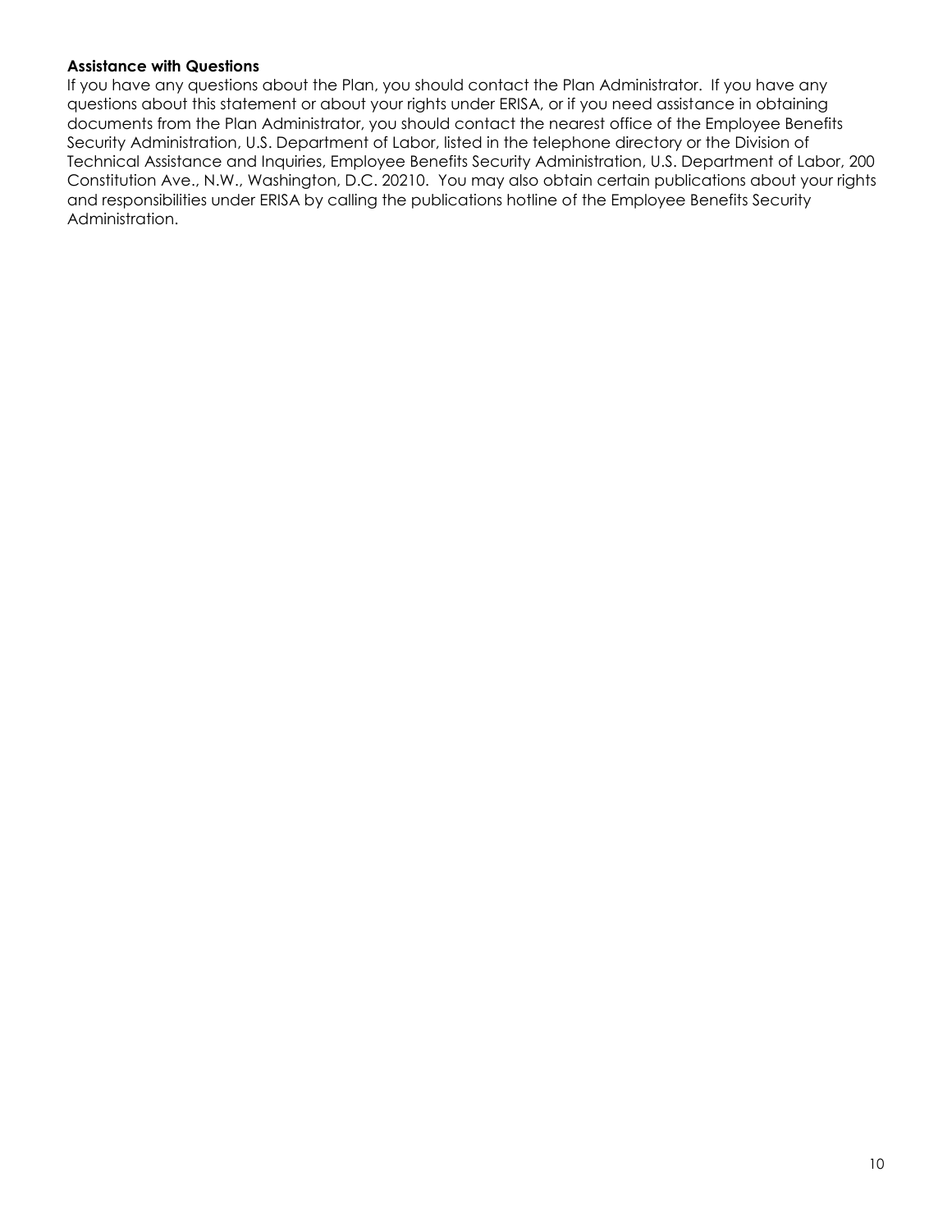**Assistance with Questions**

If you have any questions about the Plan, you should contact the Plan Administrator. If you have any questions about this statement or about your rights under ERISA, or if you need assistance in obtaining documents from the Plan Administrator, you should contact the nearest office of the Employee Benefits Security Administration, U.S. Department of Labor, listed in the telephone directory or the Division of Technical Assistance and Inquiries, Employee Benefits Security Administration, U.S. Department of Labor, 200 Constitution Ave., N.W., Washington, D.C. 20210. You may also obtain certain publications about your rights and responsibilities under ERISA by calling the publications hotline of the Employee Benefits Security Administration.